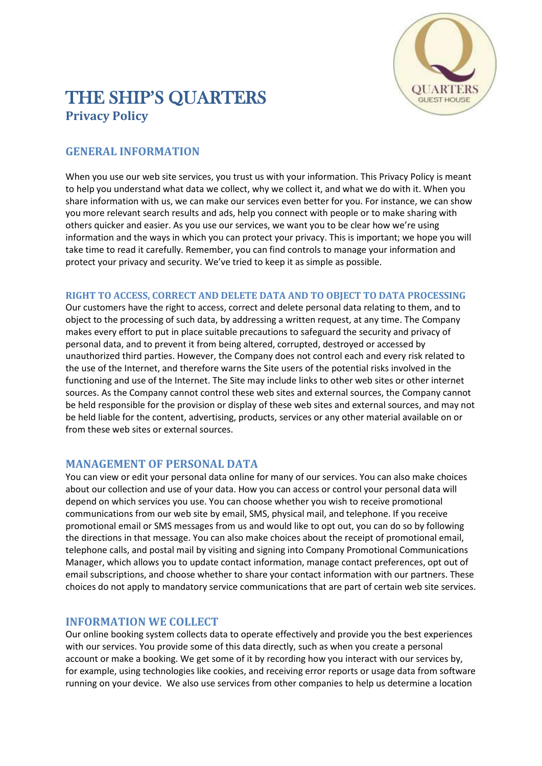# THE SHIP'S QUARTERS

## Privacy Policy

### GENERAL INFORMATION

When you use our web site services, you trust us with your information. This Privacy Policy is meant to help you understand what data we collect, why we collect it, and what we do with it. When you share information with us, we can make our services even better for you. For instance, we can show you more relevant search results and ads, help you connect with people or to make sharing with others quicker and easier. As you use our services, we want you to be clear how we're using information and the ways in which you can protect your privacy. This is important; we hope you will take time to read it carefully. Remember, you can find controls to manage your information and protect your privacy and security. We've tried to keep it as simple as possible.

#### RIGHT TO ACCESS, CORRECT AND DELETE DATA AND TO OBJECT TO DATA PROCESSING

Our customers have the right to access, correct and delete personal data relating to them, and to object to the processing of such data, by addressing a written request, at any time. The Company makes every effort to put in place suitable precautions to safeguard the security and privacy of personal data, and to prevent it from being altered, corrupted, destroyed or accessed by unauthorized third parties. However, the Company does not control each and every risk related to the use of the Internet, and therefore warns the Site users of the potential risks involved in the functioning and use of the Internet. The Site may include links to other web sites or other internet sources. As the Company cannot control these web sites and external sources, the Company cannot be held responsible for the provision or display of these web sites and external sources, and may not be held liable for the content, advertising, products, services or any other material available on or from these web sites or external sources.

### MANAGEMENT OF PERSONAL DATA

You can view or edit your personal data online for many of our services. You can also make choices about our collection and use of your data. How you can access or control your personal data will depend on which services you use. You can choose whether you wish to receive promotional communications from our web site by email, SMS, physical mail, and telephone. If you receive promotional email or SMS messages from us and would like to opt out, you can do so by following the directions in that message. You can also make choices about the receipt of promotional email, telephone calls, and postal mail by visiting and signing into Company Promotional Communications Manager, which allows you to update contact information, manage contact preferences, opt out of email subscriptions, and choose whether to share your contact information with our partners. These choices do not apply to mandatory service communications that are part of certain web site services.

### INFORMATION WE COLLECT

Our online booking system collects data to operate effectively and provide you the best experiences with our services. You provide some of this data directly, such as when you create a personal account or make a booking. We get some of it by recording how you interact with our services by, for example, using technologies like cookies, and receiving error reports or usage data from software running on your device. We also use services from other companies to help us determine a location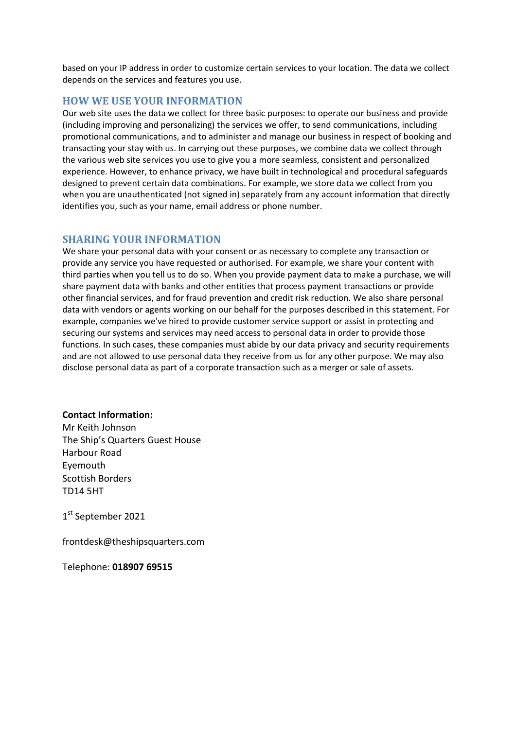based on your IP address in order to customize certain services to your location. The data we collect depends on the services and features you use.

## HOW WE USE YOUR INFORMATION

Our web site uses the data we collect for three basic purposes: to operate our business and provide (including improving and personalizing) the services we offer, to send communications, including promotional communications, and to administer and manage our business in respect of booking and transacting your stay with us. In carrying out these purposes, we combine data we collect through the various web site services you use to give you a more seamless, consistent and personalized experience. However, to enhance privacy, we have built in technological and procedural safeguards designed to prevent certain data combinations. For example, we store data we collect from you when you are unauthenticated (not signed in) separately from any account information that directly identifies you, such as your name, email address or phone number.

## SHARING YOUR INFORMATION

We share your personal data with your consent or as necessary to complete any transaction or provide any service you have requested or authorised. For example, we share your content with third parties when you tell us to do so. When you provide payment data to make a purchase, we will share payment data with banks and other entities that process payment transactions or provide other financial services, and for fraud prevention and credit risk reduction. We also share personal data with vendors or agents working on our behalf for the purposes described in this statement. For example, companies we've hired to provide customer service support or assist in protecting and securing our systems and services may need access to personal data in order to provide those functions. In such cases, these companies must abide by our data privacy and security requirements and are not allowed to use personal data they receive from us for any other purpose. We may also disclose personal data as part of a corporate transaction such as a merger or sale of assets.

**Contact Information:**
Mr Keith Johnson
The Ship's Quarters Guest House
Harbour Road
Eyemouth
Scottish Borders
TD14 5HT

1st September 2021

frontdesk@theshipsquarters.com

Telephone: **018907 69515**